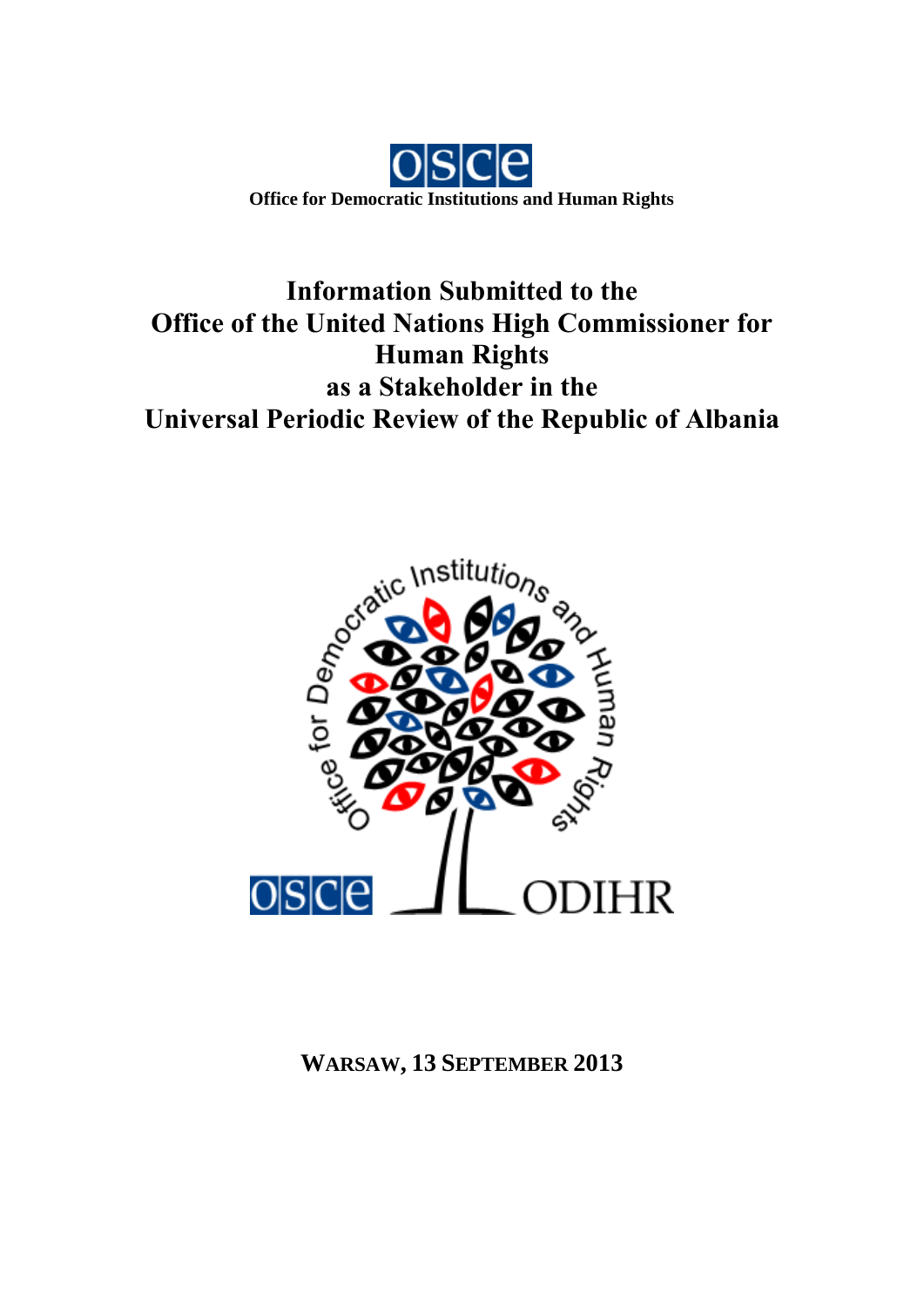**Office for Democratic Institutions and Human Rights**

# Information Submitted to the Office of the United Nations High Commissioner for Human Rights as a Stakeholder in the Universal Periodic Review of the Republic of Albania

**WARSAW, 13 SEPTEMBER 2013**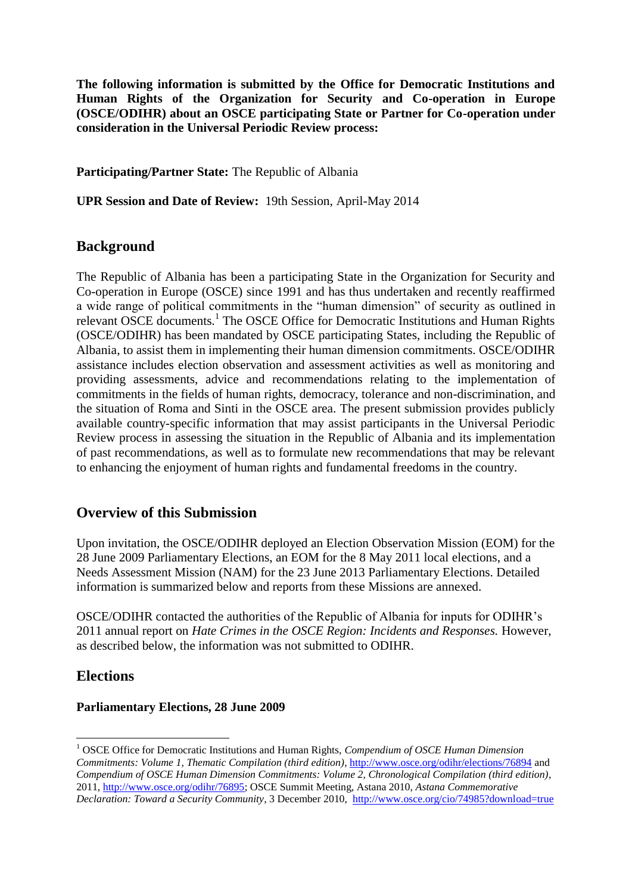**The following information is submitted by the Office for Democratic Institutions and Human Rights of the Organization for Security and Co-operation in Europe (OSCE/ODIHR) about an OSCE participating State or Partner for Co-operation under consideration in the Universal Periodic Review process:**

**Participating/Partner State:** The Republic of Albania

**UPR Session and Date of Review:** 19th Session, April-May 2014

## Background

The Republic of Albania has been a participating State in the Organization for Security and Co-operation in Europe (OSCE) since 1991 and has thus undertaken and recently reaffirmed a wide range of political commitments in the "human dimension" of security as outlined in relevant OSCE documents.[1] The OSCE Office for Democratic Institutions and Human Rights (OSCE/ODIHR) has been mandated by OSCE participating States, including the Republic of Albania, to assist them in implementing their human dimension commitments. OSCE/ODIHR assistance includes election observation and assessment activities as well as monitoring and providing assessments, advice and recommendations relating to the implementation of commitments in the fields of human rights, democracy, tolerance and non-discrimination, and the situation of Roma and Sinti in the OSCE area. The present submission provides publicly available country-specific information that may assist participants in the Universal Periodic Review process in assessing the situation in the Republic of Albania and its implementation of past recommendations, as well as to formulate new recommendations that may be relevant to enhancing the enjoyment of human rights and fundamental freedoms in the country.

## Overview of this Submission

Upon invitation, the OSCE/ODIHR deployed an Election Observation Mission (EOM) for the 28 June 2009 Parliamentary Elections, an EOM for the 8 May 2011 local elections, and a Needs Assessment Mission (NAM) for the 23 June 2013 Parliamentary Elections. Detailed information is summarized below and reports from these Missions are annexed.

OSCE/ODIHR contacted the authorities of the Republic of Albania for inputs for ODIHR's 2011 annual report on *Hate Crimes in the OSCE Region: Incidents and Responses.* However, as described below, the information was not submitted to ODIHR.

## Elections

### Parliamentary Elections, 28 June 2009

[1] OSCE Office for Democratic Institutions and Human Rights, *Compendium of OSCE Human Dimension Commitments: Volume 1, Thematic Compilation (third edition)*, http://www.osce.org/odihr/elections/76894 and *Compendium of OSCE Human Dimension Commitments: Volume 2, Chronological Compilation (third edition)*, 2011, http://www.osce.org/odihr/76895; OSCE Summit Meeting, Astana 2010, *Astana Commemorative Declaration: Toward a Security Community*, 3 December 2010, http://www.osce.org/cio/74985?download=true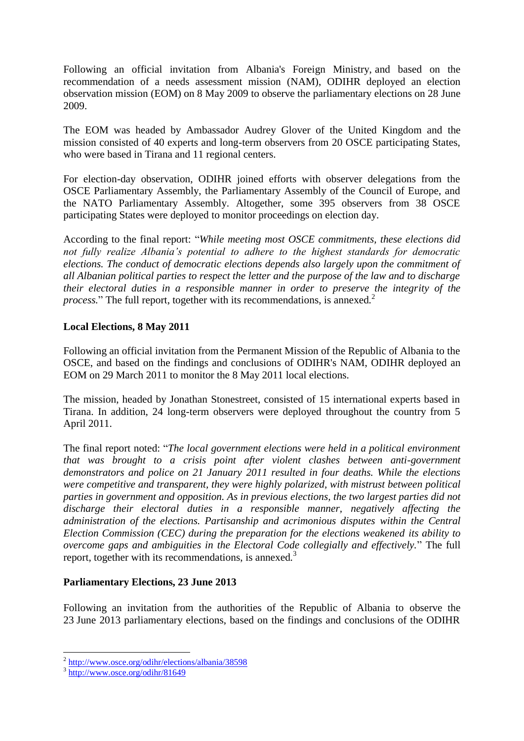Following an official invitation from Albania's Foreign Ministry, and based on the recommendation of a needs assessment mission (NAM), ODIHR deployed an election observation mission (EOM) on 8 May 2009 to observe the parliamentary elections on 28 June 2009.

The EOM was headed by Ambassador Audrey Glover of the United Kingdom and the mission consisted of 40 experts and long-term observers from 20 OSCE participating States, who were based in Tirana and 11 regional centers.

For election-day observation, ODIHR joined efforts with observer delegations from the OSCE Parliamentary Assembly, the Parliamentary Assembly of the Council of Europe, and the NATO Parliamentary Assembly. Altogether, some 395 observers from 38 OSCE participating States were deployed to monitor proceedings on election day.

According to the final report: "*While meeting most OSCE commitments, these elections did not fully realize Albania's potential to adhere to the highest standards for democratic elections. The conduct of democratic elections depends also largely upon the commitment of all Albanian political parties to respect the letter and the purpose of the law and to discharge their electoral duties in a responsible manner in order to preserve the integrity of the process.*" The full report, together with its recommendations, is annexed.[2]

**Local Elections, 8 May 2011**

Following an official invitation from the Permanent Mission of the Republic of Albania to the OSCE, and based on the findings and conclusions of ODIHR's NAM, ODIHR deployed an EOM on 29 March 2011 to monitor the 8 May 2011 local elections.

The mission, headed by Jonathan Stonestreet, consisted of 15 international experts based in Tirana. In addition, 24 long-term observers were deployed throughout the country from 5 April 2011.

The final report noted: "*The local government elections were held in a political environment that was brought to a crisis point after violent clashes between anti-government demonstrators and police on 21 January 2011 resulted in four deaths. While the elections were competitive and transparent, they were highly polarized, with mistrust between political parties in government and opposition. As in previous elections, the two largest parties did not discharge their electoral duties in a responsible manner, negatively affecting the administration of the elections. Partisanship and acrimonious disputes within the Central Election Commission (CEC) during the preparation for the elections weakened its ability to overcome gaps and ambiguities in the Electoral Code collegially and effectively.*" The full report, together with its recommendations, is annexed.[3]

**Parliamentary Elections, 23 June 2013**

Following an invitation from the authorities of the Republic of Albania to observe the 23 June 2013 parliamentary elections, based on the findings and conclusions of the ODIHR

---

[2] http://www.osce.org/odihr/elections/albania/38598

[3] http://www.osce.org/odihr/81649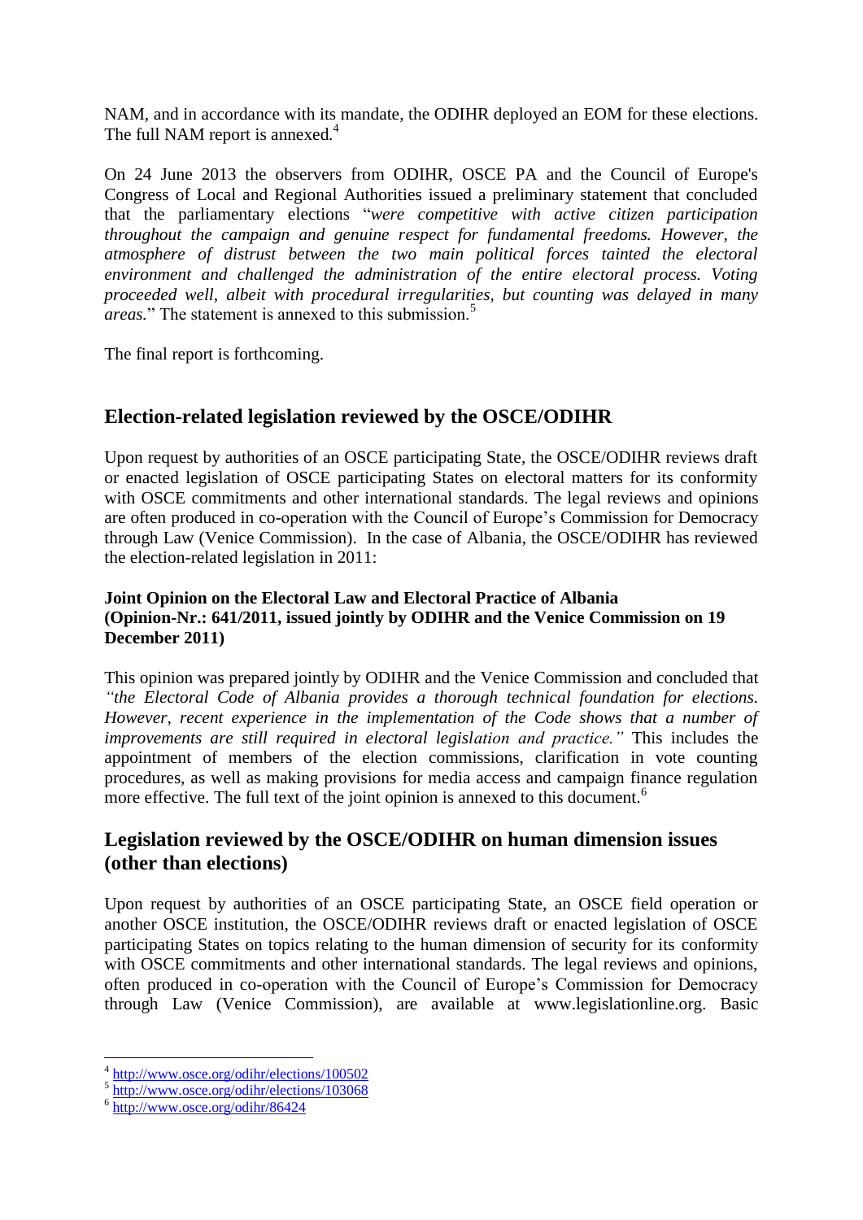NAM, and in accordance with its mandate, the ODIHR deployed an EOM for these elections. The full NAM report is annexed.[4]

On 24 June 2013 the observers from ODIHR, OSCE PA and the Council of Europe's Congress of Local and Regional Authorities issued a preliminary statement that concluded that the parliamentary elections "*were competitive with active citizen participation throughout the campaign and genuine respect for fundamental freedoms. However, the atmosphere of distrust between the two main political forces tainted the electoral environment and challenged the administration of the entire electoral process. Voting proceeded well, albeit with procedural irregularities, but counting was delayed in many areas.*" The statement is annexed to this submission.[5]

The final report is forthcoming.

## Election-related legislation reviewed by the OSCE/ODIHR

Upon request by authorities of an OSCE participating State, the OSCE/ODIHR reviews draft or enacted legislation of OSCE participating States on electoral matters for its conformity with OSCE commitments and other international standards. The legal reviews and opinions are often produced in co-operation with the Council of Europe's Commission for Democracy through Law (Venice Commission). In the case of Albania, the OSCE/ODIHR has reviewed the election-related legislation in 2011:

**Joint Opinion on the Electoral Law and Electoral Practice of Albania (Opinion-Nr.: 641/2011, issued jointly by ODIHR and the Venice Commission on 19 December 2011)**

This opinion was prepared jointly by ODIHR and the Venice Commission and concluded that *"the Electoral Code of Albania provides a thorough technical foundation for elections. However, recent experience in the implementation of the Code shows that a number of improvements are still required in electoral legislation and practice."* This includes the appointment of members of the election commissions, clarification in vote counting procedures, as well as making provisions for media access and campaign finance regulation more effective. The full text of the joint opinion is annexed to this document.[6]

## Legislation reviewed by the OSCE/ODIHR on human dimension issues (other than elections)

Upon request by authorities of an OSCE participating State, an OSCE field operation or another OSCE institution, the OSCE/ODIHR reviews draft or enacted legislation of OSCE participating States on topics relating to the human dimension of security for its conformity with OSCE commitments and other international standards. The legal reviews and opinions, often produced in co-operation with the Council of Europe's Commission for Democracy through Law (Venice Commission), are available at www.legislationline.org. Basic

---

[4] http://www.osce.org/odihr/elections/100502

[5] http://www.osce.org/odihr/elections/103068

[6] http://www.osce.org/odihr/86424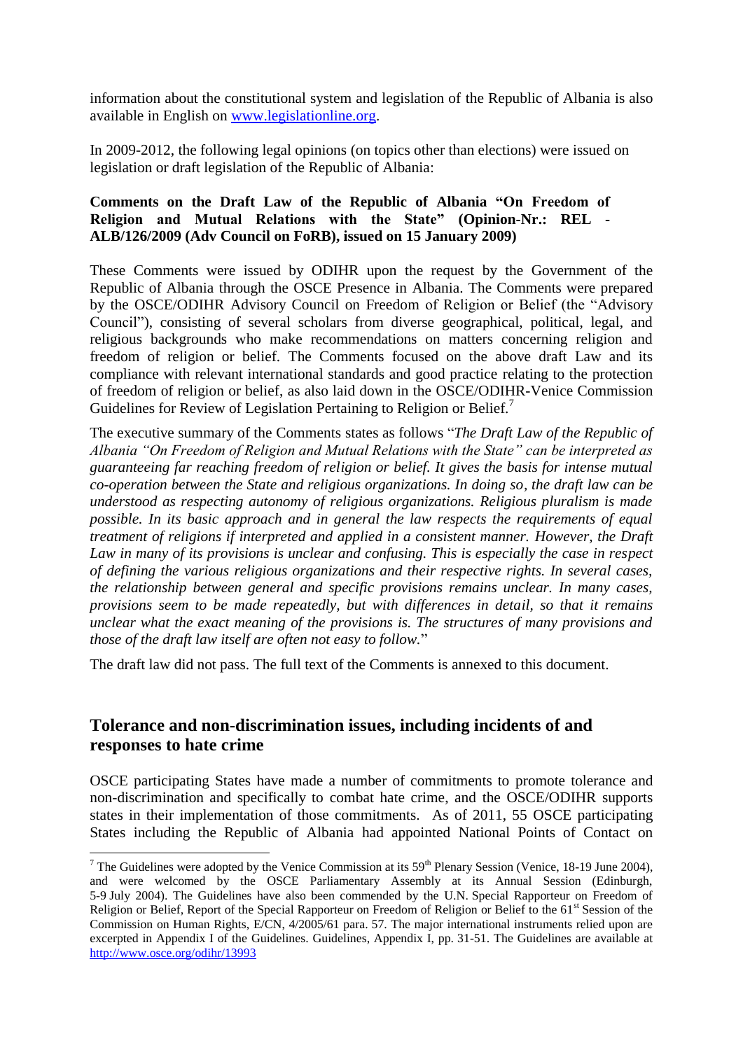information about the constitutional system and legislation of the Republic of Albania is also available in English on [www.legislationline.org](www.legislationline.org).

In 2009-2012, the following legal opinions (on topics other than elections) were issued on legislation or draft legislation of the Republic of Albania:

**Comments on the Draft Law of the Republic of Albania "On Freedom of Religion and Mutual Relations with the State" (Opinion-Nr.: REL - ALB/126/2009 (Adv Council on FoRB), issued on 15 January 2009)**

These Comments were issued by ODIHR upon the request by the Government of the Republic of Albania through the OSCE Presence in Albania. The Comments were prepared by the OSCE/ODIHR Advisory Council on Freedom of Religion or Belief (the "Advisory Council"), consisting of several scholars from diverse geographical, political, legal, and religious backgrounds who make recommendations on matters concerning religion and freedom of religion or belief. The Comments focused on the above draft Law and its compliance with relevant international standards and good practice relating to the protection of freedom of religion or belief, as also laid down in the OSCE/ODIHR-Venice Commission Guidelines for Review of Legislation Pertaining to Religion or Belief.[7]

The executive summary of the Comments states as follows "*The Draft Law of the Republic of Albania "On Freedom of Religion and Mutual Relations with the State" can be interpreted as guaranteeing far reaching freedom of religion or belief. It gives the basis for intense mutual co-operation between the State and religious organizations. In doing so, the draft law can be understood as respecting autonomy of religious organizations. Religious pluralism is made possible. In its basic approach and in general the law respects the requirements of equal treatment of religions if interpreted and applied in a consistent manner. However, the Draft Law in many of its provisions is unclear and confusing. This is especially the case in respect of defining the various religious organizations and their respective rights. In several cases, the relationship between general and specific provisions remains unclear. In many cases, provisions seem to be made repeatedly, but with differences in detail, so that it remains unclear what the exact meaning of the provisions is. The structures of many provisions and those of the draft law itself are often not easy to follow.*"

The draft law did not pass. The full text of the Comments is annexed to this document.

## Tolerance and non-discrimination issues, including incidents of and responses to hate crime

OSCE participating States have made a number of commitments to promote tolerance and non-discrimination and specifically to combat hate crime, and the OSCE/ODIHR supports states in their implementation of those commitments. As of 2011, 55 OSCE participating States including the Republic of Albania had appointed National Points of Contact on

---

[7] The Guidelines were adopted by the Venice Commission at its 59th Plenary Session (Venice, 18-19 June 2004), and were welcomed by the OSCE Parliamentary Assembly at its Annual Session (Edinburgh, 5-9 July 2004). The Guidelines have also been commended by the U.N. Special Rapporteur on Freedom of Religion or Belief, Report of the Special Rapporteur on Freedom of Religion or Belief to the 61st Session of the Commission on Human Rights, E/CN, 4/2005/61 para. 57. The major international instruments relied upon are excerpted in Appendix I of the Guidelines. Guidelines, Appendix I, pp. 31-51. The Guidelines are available at <http://www.osce.org/odihr/13993>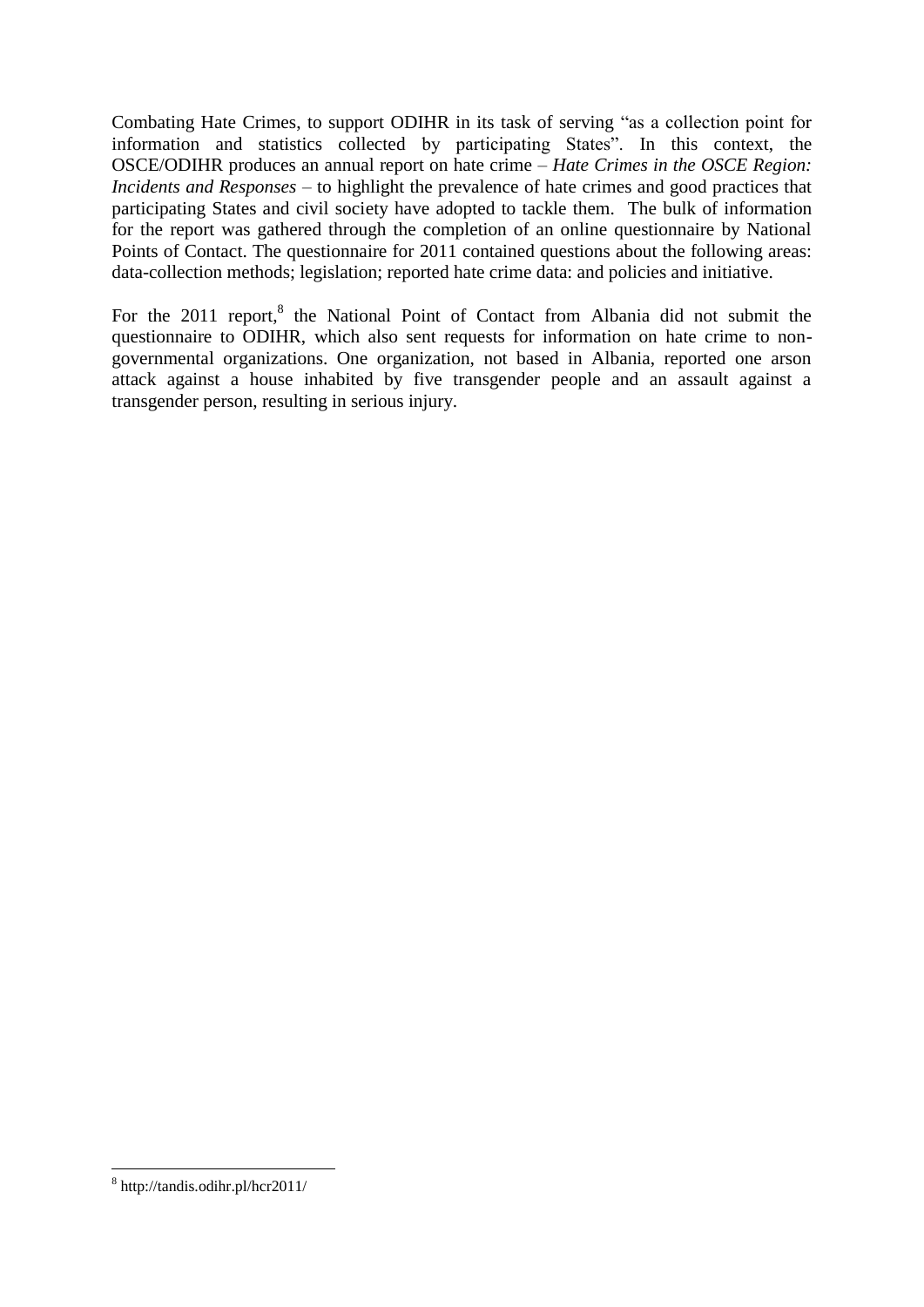Combating Hate Crimes, to support ODIHR in its task of serving “as a collection point for information and statistics collected by participating States”. In this context, the OSCE/ODIHR produces an annual report on hate crime – *Hate Crimes in the OSCE Region: Incidents and Responses* – to highlight the prevalence of hate crimes and good practices that participating States and civil society have adopted to tackle them. The bulk of information for the report was gathered through the completion of an online questionnaire by National Points of Contact. The questionnaire for 2011 contained questions about the following areas: data-collection methods; legislation; reported hate crime data: and policies and initiative.

For the 2011 report,[8] the National Point of Contact from Albania did not submit the questionnaire to ODIHR, which also sent requests for information on hate crime to non-governmental organizations. One organization, not based in Albania, reported one arson attack against a house inhabited by five transgender people and an assault against a transgender person, resulting in serious injury.

[8] http://tandis.odihr.pl/hcr2011/